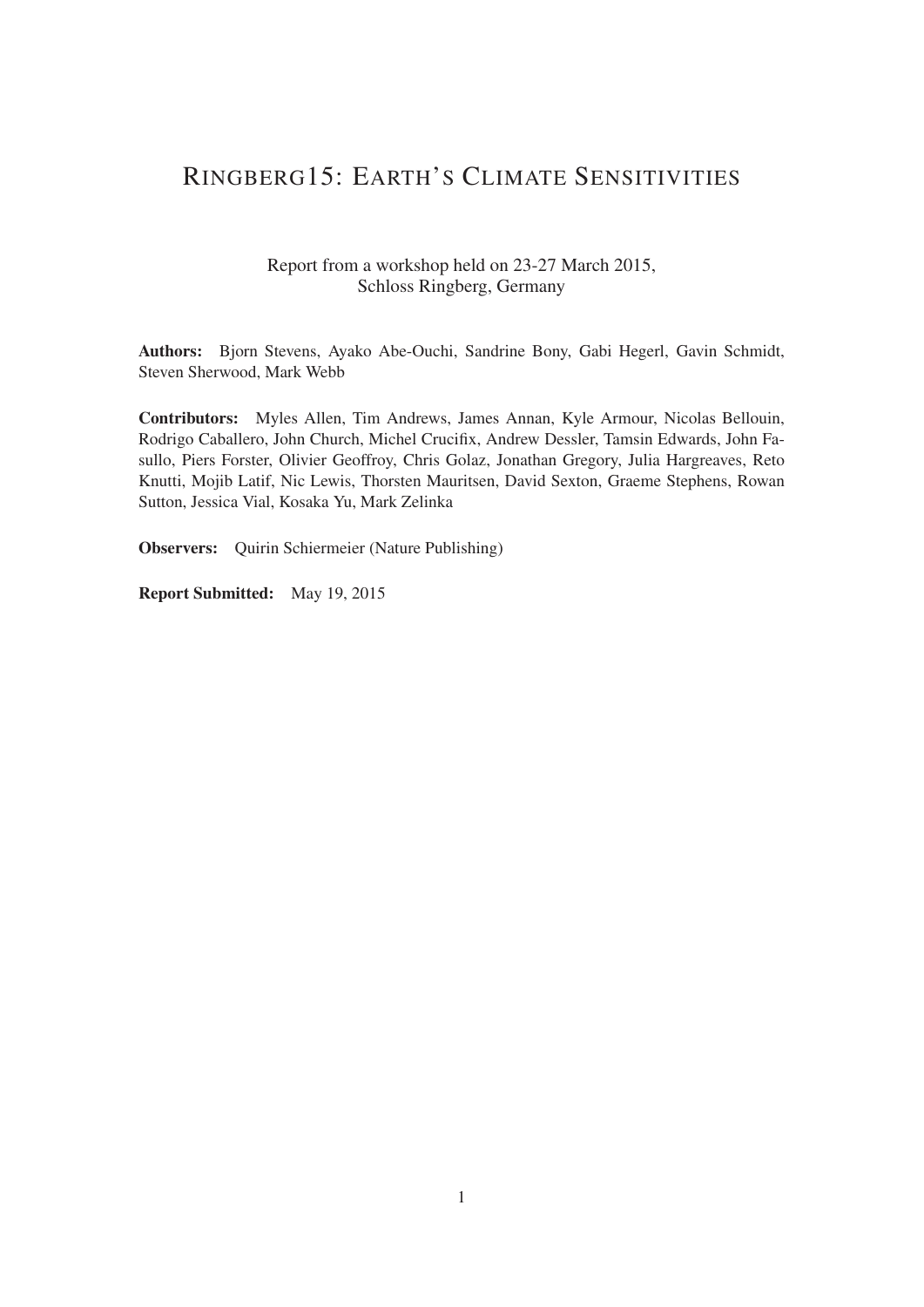# RINGBERG15: EARTH'S CLIMATE SENSITIVITIES

Report from a workshop held on 23-27 March 2015,
Schloss Ringberg, Germany

**Authors:** Bjorn Stevens, Ayako Abe-Ouchi, Sandrine Bony, Gabi Hegerl, Gavin Schmidt, Steven Sherwood, Mark Webb

**Contributors:** Myles Allen, Tim Andrews, James Annan, Kyle Armour, Nicolas Bellouin, Rodrigo Caballero, John Church, Michel Crucifix, Andrew Dessler, Tamsin Edwards, John Fasullo, Piers Forster, Olivier Geoffroy, Chris Golaz, Jonathan Gregory, Julia Hargreaves, Reto Knutti, Mojib Latif, Nic Lewis, Thorsten Mauritsen, David Sexton, Graeme Stephens, Rowan Sutton, Jessica Vial, Kosaka Yu, Mark Zelinka

**Observers:** Quirin Schiermeier (Nature Publishing)

**Report Submitted:** May 19, 2015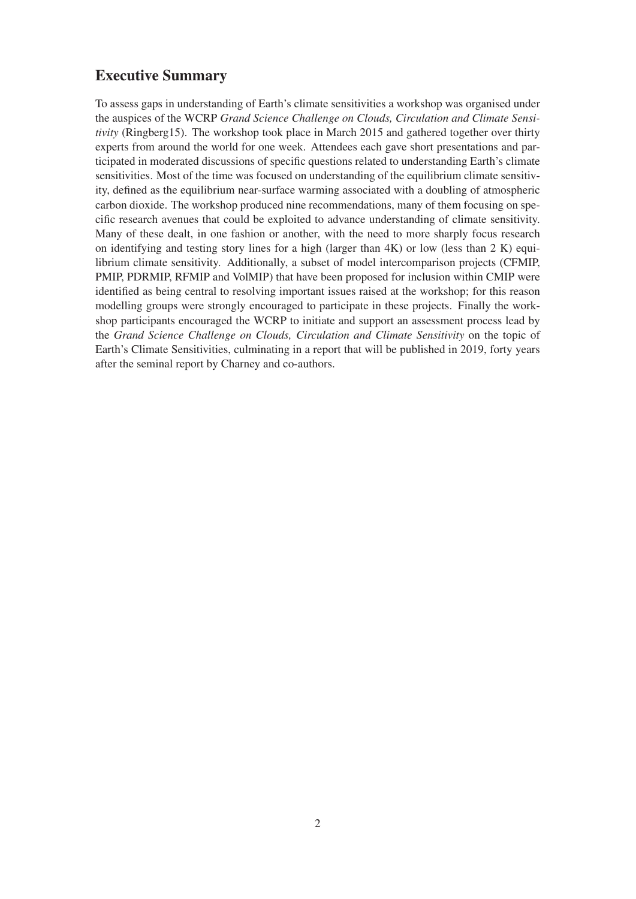## Executive Summary

To assess gaps in understanding of Earth's climate sensitivities a workshop was organised under the auspices of the WCRP *Grand Science Challenge on Clouds, Circulation and Climate Sensitivity* (Ringberg15). The workshop took place in March 2015 and gathered together over thirty experts from around the world for one week. Attendees each gave short presentations and participated in moderated discussions of specific questions related to understanding Earth's climate sensitivities. Most of the time was focused on understanding of the equilibrium climate sensitivity, defined as the equilibrium near-surface warming associated with a doubling of atmospheric carbon dioxide. The workshop produced nine recommendations, many of them focusing on specific research avenues that could be exploited to advance understanding of climate sensitivity. Many of these dealt, in one fashion or another, with the need to more sharply focus research on identifying and testing story lines for a high (larger than 4K) or low (less than 2 K) equilibrium climate sensitivity. Additionally, a subset of model intercomparison projects (CFMIP, PMIP, PDRMIP, RFMIP and VolMIP) that have been proposed for inclusion within CMIP were identified as being central to resolving important issues raised at the workshop; for this reason modelling groups were strongly encouraged to participate in these projects. Finally the workshop participants encouraged the WCRP to initiate and support an assessment process lead by the *Grand Science Challenge on Clouds, Circulation and Climate Sensitivity* on the topic of Earth's Climate Sensitivities, culminating in a report that will be published in 2019, forty years after the seminal report by Charney and co-authors.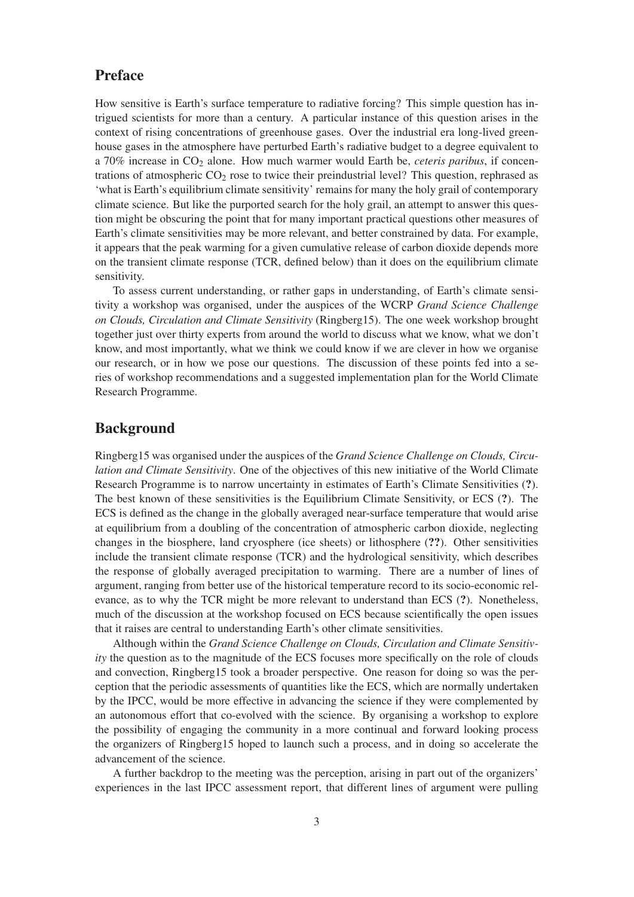## Preface

How sensitive is Earth's surface temperature to radiative forcing? This simple question has intrigued scientists for more than a century. A particular instance of this question arises in the context of rising concentrations of greenhouse gases. Over the industrial era long-lived greenhouse gases in the atmosphere have perturbed Earth's radiative budget to a degree equivalent to a 70% increase in $CO_2$ alone. How much warmer would Earth be, *ceteris paribus*, if concentrations of atmospheric $CO_2$ rose to twice their preindustrial level? This question, rephrased as 'what is Earth's equilibrium climate sensitivity' remains for many the holy grail of contemporary climate science. But like the purported search for the holy grail, an attempt to answer this question might be obscuring the point that for many important practical questions other measures of Earth's climate sensitivities may be more relevant, and better constrained by data. For example, it appears that the peak warming for a given cumulative release of carbon dioxide depends more on the transient climate response (TCR, defined below) than it does on the equilibrium climate sensitivity.

To assess current understanding, or rather gaps in understanding, of Earth's climate sensitivity a workshop was organised, under the auspices of the WCRP *Grand Science Challenge on Clouds, Circulation and Climate Sensitivity* (Ringberg15). The one week workshop brought together just over thirty experts from around the world to discuss what we know, what we don't know, and most importantly, what we think we could know if we are clever in how we organise our research, or in how we pose our questions. The discussion of these points fed into a series of workshop recommendations and a suggested implementation plan for the World Climate Research Programme.

## Background

Ringberg15 was organised under the auspices of the *Grand Science Challenge on Clouds, Circulation and Climate Sensitivity*. One of the objectives of this new initiative of the World Climate Research Programme is to narrow uncertainty in estimates of Earth's Climate Sensitivities (**?**). The best known of these sensitivities is the Equilibrium Climate Sensitivity, or ECS (**?**). The ECS is defined as the change in the globally averaged near-surface temperature that would arise at equilibrium from a doubling of the concentration of atmospheric carbon dioxide, neglecting changes in the biosphere, land cryosphere (ice sheets) or lithosphere (**??**). Other sensitivities include the transient climate response (TCR) and the hydrological sensitivity, which describes the response of globally averaged precipitation to warming. There are a number of lines of argument, ranging from better use of the historical temperature record to its socio-economic relevance, as to why the TCR might be more relevant to understand than ECS (**?**). Nonetheless, much of the discussion at the workshop focused on ECS because scientifically the open issues that it raises are central to understanding Earth's other climate sensitivities.

Although within the *Grand Science Challenge on Clouds, Circulation and Climate Sensitivity* the question as to the magnitude of the ECS focuses more specifically on the role of clouds and convection, Ringberg15 took a broader perspective. One reason for doing so was the perception that the periodic assessments of quantities like the ECS, which are normally undertaken by the IPCC, would be more effective in advancing the science if they were complemented by an autonomous effort that co-evolved with the science. By organising a workshop to explore the possibility of engaging the community in a more continual and forward looking process the organizers of Ringberg15 hoped to launch such a process, and in doing so accelerate the advancement of the science.

A further backdrop to the meeting was the perception, arising in part out of the organizers' experiences in the last IPCC assessment report, that different lines of argument were pulling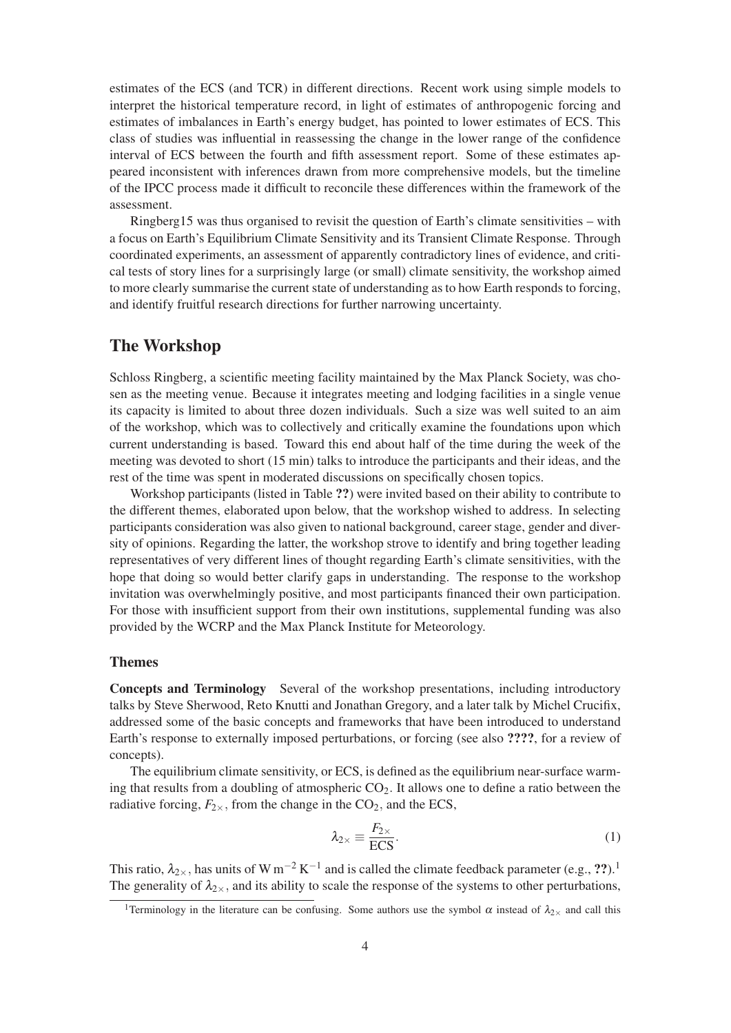estimates of the ECS (and TCR) in different directions. Recent work using simple models to interpret the historical temperature record, in light of estimates of anthropogenic forcing and estimates of imbalances in Earth's energy budget, has pointed to lower estimates of ECS. This class of studies was influential in reassessing the change in the lower range of the confidence interval of ECS between the fourth and fifth assessment report. Some of these estimates appeared inconsistent with inferences drawn from more comprehensive models, but the timeline of the IPCC process made it difficult to reconcile these differences within the framework of the assessment.

Ringberg15 was thus organised to revisit the question of Earth's climate sensitivities – with a focus on Earth's Equilibrium Climate Sensitivity and its Transient Climate Response. Through coordinated experiments, an assessment of apparently contradictory lines of evidence, and critical tests of story lines for a surprisingly large (or small) climate sensitivity, the workshop aimed to more clearly summarise the current state of understanding as to how Earth responds to forcing, and identify fruitful research directions for further narrowing uncertainty.

## The Workshop

Schloss Ringberg, a scientific meeting facility maintained by the Max Planck Society, was chosen as the meeting venue. Because it integrates meeting and lodging facilities in a single venue its capacity is limited to about three dozen individuals. Such a size was well suited to an aim of the workshop, which was to collectively and critically examine the foundations upon which current understanding is based. Toward this end about half of the time during the week of the meeting was devoted to short (15 min) talks to introduce the participants and their ideas, and the rest of the time was spent in moderated discussions on specifically chosen topics.

Workshop participants (listed in Table **??**) were invited based on their ability to contribute to the different themes, elaborated upon below, that the workshop wished to address. In selecting participants consideration was also given to national background, career stage, gender and diversity of opinions. Regarding the latter, the workshop strove to identify and bring together leading representatives of very different lines of thought regarding Earth's climate sensitivities, with the hope that doing so would better clarify gaps in understanding. The response to the workshop invitation was overwhelmingly positive, and most participants financed their own participation. For those with insufficient support from their own institutions, supplemental funding was also provided by the WCRP and the Max Planck Institute for Meteorology.

### Themes

**Concepts and Terminology** Several of the workshop presentations, including introductory talks by Steve Sherwood, Reto Knutti and Jonathan Gregory, and a later talk by Michel Crucifix, addressed some of the basic concepts and frameworks that have been introduced to understand Earth's response to externally imposed perturbations, or forcing (see also **????**, for a review of concepts).

The equilibrium climate sensitivity, or ECS, is defined as the equilibrium near-surface warming that results from a doubling of atmospheric $CO_2$. It allows one to define a ratio between the radiative forcing, $F_{2\times}$, from the change in the $CO_2$, and the ECS,

$$\lambda_{2\times} \equiv \frac{F_{2\times}}{\mathrm{ECS}}. \tag{1}$$

This ratio, $\lambda_{2\times}$, has units of $\mathrm{W\,m^{-2}\,K^{-1}}$ and is called the climate feedback parameter (e.g., **??**).[1] The generality of $\lambda_{2\times}$, and its ability to scale the response of the systems to other perturbations,

[1] Terminology in the literature can be confusing. Some authors use the symbol $\alpha$ instead of $\lambda_{2\times}$ and call this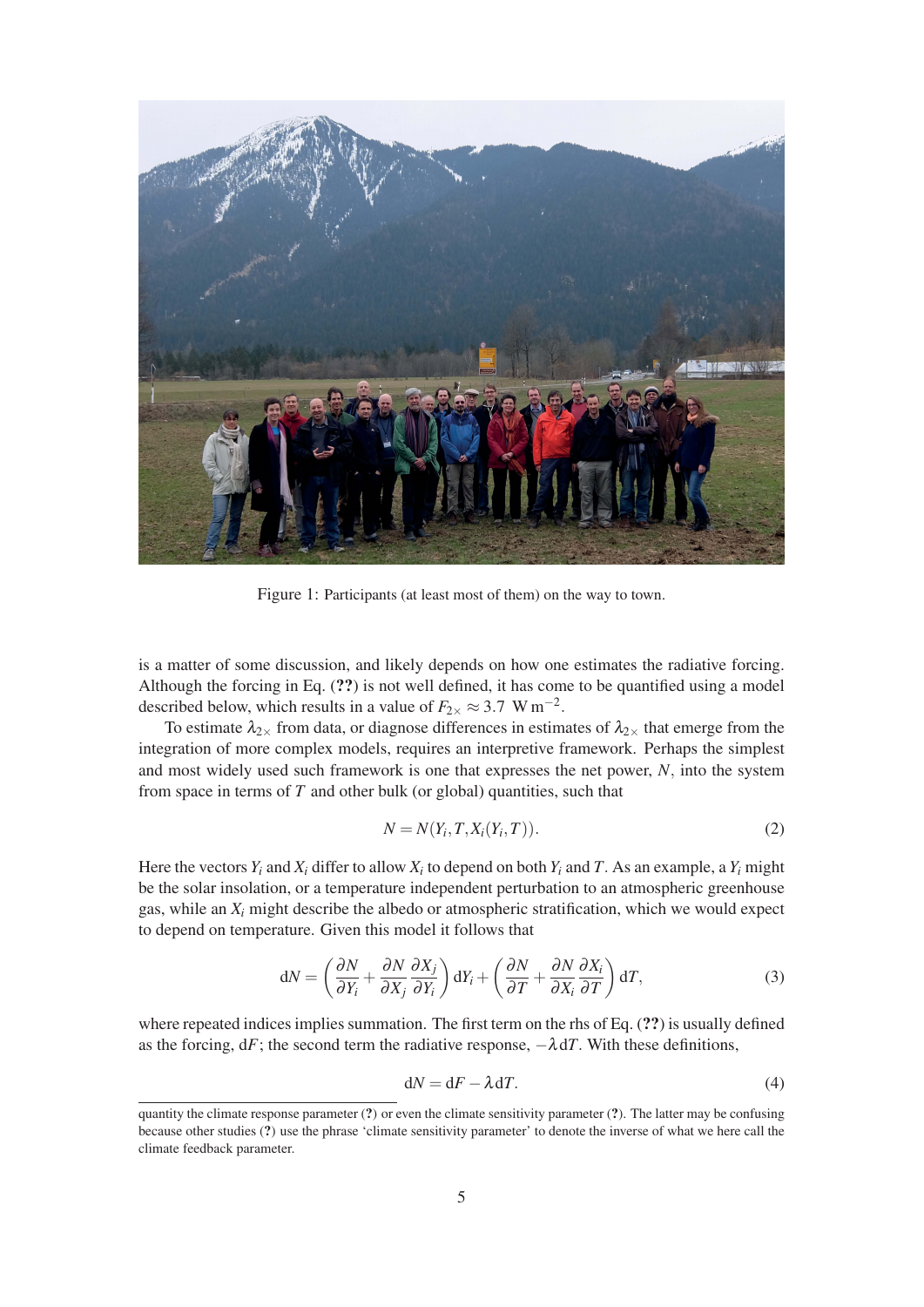Figure 1: Participants (at least most of them) on the way to town.

is a matter of some discussion, and likely depends on how one estimates the radiative forcing. Although the forcing in Eq. (**??**) is not well defined, it has come to be quantified using a model described below, which results in a value of $F_{2\times} \approx 3.7\ \mathrm{W\,m^{-2}}$.

To estimate $\lambda_{2\times}$ from data, or diagnose differences in estimates of $\lambda_{2\times}$ that emerge from the integration of more complex models, requires an interpretive framework. Perhaps the simplest and most widely used such framework is one that expresses the net power, $N$, into the system from space in terms of $T$ and other bulk (or global) quantities, such that

$$N = N(Y_i, T, X_i(Y_i, T)). \tag{2}$$

Here the vectors $Y_i$ and $X_i$ differ to allow $X_i$ to depend on both $Y_i$ and $T$. As an example, a $Y_i$ might be the solar insolation, or a temperature independent perturbation to an atmospheric greenhouse gas, while an $X_i$ might describe the albedo or atmospheric stratification, which we would expect to depend on temperature. Given this model it follows that

$$\mathrm{d}N = \left(\frac{\partial N}{\partial Y_i} + \frac{\partial N}{\partial X_j}\frac{\partial X_j}{\partial Y_i}\right)\mathrm{d}Y_i + \left(\frac{\partial N}{\partial T} + \frac{\partial N}{\partial X_i}\frac{\partial X_i}{\partial T}\right)\mathrm{d}T, \tag{3}$$

where repeated indices implies summation. The first term on the rhs of Eq. (**??**) is usually defined as the forcing, $\mathrm{d}F$; the second term the radiative response, $-\lambda\,\mathrm{d}T$. With these definitions,

$$\mathrm{d}N = \mathrm{d}F - \lambda\,\mathrm{d}T. \tag{4}$$

quantity the climate response parameter (**?**) or even the climate sensitivity parameter (**?**). The latter may be confusing because other studies (**?**) use the phrase 'climate sensitivity parameter' to denote the inverse of what we here call the climate feedback parameter.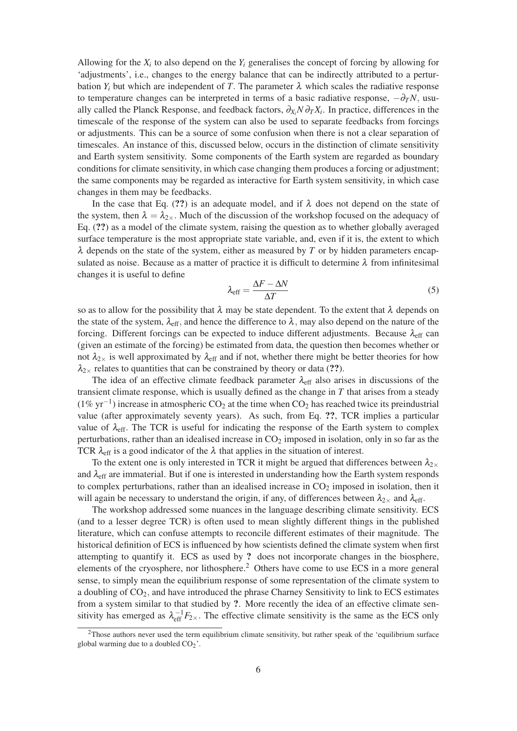Allowing for the $X_i$ to also depend on the $Y_i$ generalises the concept of forcing by allowing for 'adjustments', i.e., changes to the energy balance that can be indirectly attributed to a perturbation $Y_i$ but which are independent of $T$. The parameter $\lambda$ which scales the radiative response to temperature changes can be interpreted in terms of a basic radiative response, $-\partial_T N$, usually called the Planck Response, and feedback factors, $\partial_{X_i} N \, \partial_T X_i$. In practice, differences in the timescale of the response of the system can also be used to separate feedbacks from forcings or adjustments. This can be a source of some confusion when there is not a clear separation of timescales. An instance of this, discussed below, occurs in the distinction of climate sensitivity and Earth system sensitivity. Some components of the Earth system are regarded as boundary conditions for climate sensitivity, in which case changing them produces a forcing or adjustment; the same components may be regarded as interactive for Earth system sensitivity, in which case changes in them may be feedbacks.

In the case that Eq. (??) is an adequate model, and if $\lambda$ does not depend on the state of the system, then $\lambda = \lambda_{2\times}$. Much of the discussion of the workshop focused on the adequacy of Eq. (??) as a model of the climate system, raising the question as to whether globally averaged surface temperature is the most appropriate state variable, and, even if it is, the extent to which $\lambda$ depends on the state of the system, either as measured by $T$ or by hidden parameters encapsulated as noise. Because as a matter of practice it is difficult to determine $\lambda$ from infinitesimal changes it is useful to define

$$\lambda_{\text{eff}} = \frac{\Delta F - \Delta N}{\Delta T} \tag{5}$$

so as to allow for the possibility that $\lambda$ may be state dependent. To the extent that $\lambda$ depends on the state of the system, $\lambda_{\text{eff}}$, and hence the difference to $\lambda$, may also depend on the nature of the forcing. Different forcings can be expected to induce different adjustments. Because $\lambda_{\text{eff}}$ can (given an estimate of the forcing) be estimated from data, the question then becomes whether or not $\lambda_{2\times}$ is well approximated by $\lambda_{\text{eff}}$ and if not, whether there might be better theories for how $\lambda_{2\times}$ relates to quantities that can be constrained by theory or data (??).

The idea of an effective climate feedback parameter $\lambda_{\text{eff}}$ also arises in discussions of the transient climate response, which is usually defined as the change in $T$ that arises from a steady ($1\%\ \text{yr}^{-1}$) increase in atmospheric $CO_2$ at the time when $CO_2$ has reached twice its preindustrial value (after approximately seventy years). As such, from Eq. ??, TCR implies a particular value of $\lambda_{\text{eff}}$. The TCR is useful for indicating the response of the Earth system to complex perturbations, rather than an idealised increase in $CO_2$ imposed in isolation, only in so far as the TCR $\lambda_{\text{eff}}$ is a good indicator of the $\lambda$ that applies in the situation of interest.

To the extent one is only interested in TCR it might be argued that differences between $\lambda_{2\times}$ and $\lambda_{\text{eff}}$ are immaterial. But if one is interested in understanding how the Earth system responds to complex perturbations, rather than an idealised increase in $CO_2$ imposed in isolation, then it will again be necessary to understand the origin, if any, of differences between $\lambda_{2\times}$ and $\lambda_{\text{eff}}$.

The workshop addressed some nuances in the language describing climate sensitivity. ECS (and to a lesser degree TCR) is often used to mean slightly different things in the published literature, which can confuse attempts to reconcile different estimates of their magnitude. The historical definition of ECS is influenced by how scientists defined the climate system when first attempting to quantify it. ECS as used by **?** does not incorporate changes in the biosphere, elements of the cryosphere, nor lithosphere.[2] Others have come to use ECS in a more general sense, to simply mean the equilibrium response of some representation of the climate system to a doubling of $CO_2$, and have introduced the phrase Charney Sensitivity to link to ECS estimates from a system similar to that studied by **?**. More recently the idea of an effective climate sensitivity has emerged as $\lambda_{\text{eff}}^{-1} F_{2\times}$. The effective climate sensitivity is the same as the ECS only

[2] Those authors never used the term equilibrium climate sensitivity, but rather speak of the 'equilibrium surface global warming due to a doubled $CO_2$'.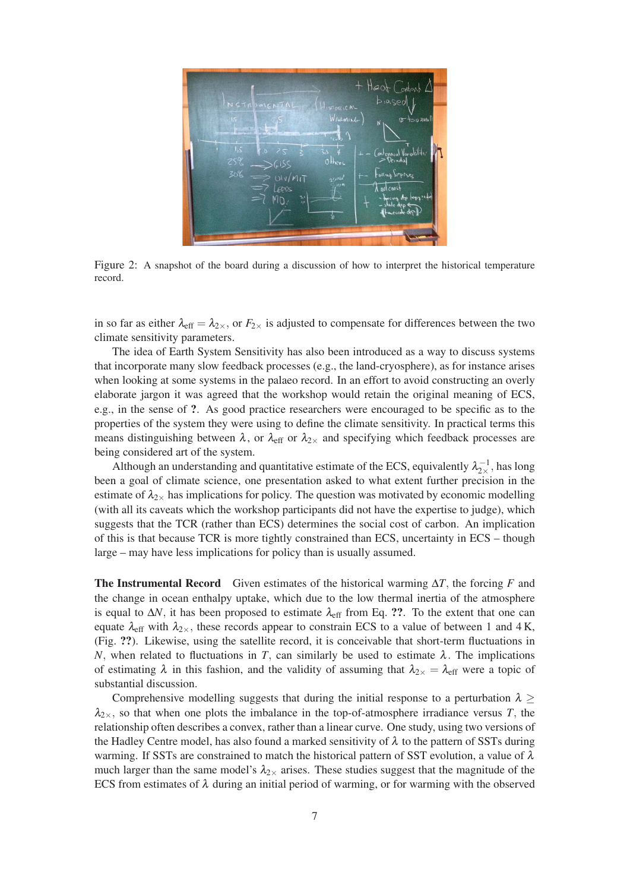Figure 2: A snapshot of the board during a discussion of how to interpret the historical temperature record.

in so far as either $\lambda_{\text{eff}} = \lambda_{2\times}$, or $F_{2\times}$ is adjusted to compensate for differences between the two climate sensitivity parameters.

The idea of Earth System Sensitivity has also been introduced as a way to discuss systems that incorporate many slow feedback processes (e.g., the land-cryosphere), as for instance arises when looking at some systems in the palaeo record. In an effort to avoid constructing an overly elaborate jargon it was agreed that the workshop would retain the original meaning of ECS, e.g., in the sense of **?**. As good practice researchers were encouraged to be specific as to the properties of the system they were using to define the climate sensitivity. In practical terms this means distinguishing between $\lambda$, or $\lambda_{\text{eff}}$ or $\lambda_{2\times}$ and specifying which feedback processes are being considered art of the system.

Although an understanding and quantitative estimate of the ECS, equivalently $\lambda_{2\times}^{-1}$, has long been a goal of climate science, one presentation asked to what extent further precision in the estimate of $\lambda_{2\times}$ has implications for policy. The question was motivated by economic modelling (with all its caveats which the workshop participants did not have the expertise to judge), which suggests that the TCR (rather than ECS) determines the social cost of carbon. An implication of this is that because TCR is more tightly constrained than ECS, uncertainty in ECS – though large – may have less implications for policy than is usually assumed.

**The Instrumental Record** Given estimates of the historical warming $\Delta T$, the forcing $F$ and the change in ocean enthalpy uptake, which due to the low thermal inertia of the atmosphere is equal to $\Delta N$, it has been proposed to estimate $\lambda_{\text{eff}}$ from Eq. **??**. To the extent that one can equate $\lambda_{\text{eff}}$ with $\lambda_{2\times}$, these records appear to constrain ECS to a value of between 1 and 4 K, (Fig. **??**). Likewise, using the satellite record, it is conceivable that short-term fluctuations in $N$, when related to fluctuations in $T$, can similarly be used to estimate $\lambda$. The implications of estimating $\lambda$ in this fashion, and the validity of assuming that $\lambda_{2\times} = \lambda_{\text{eff}}$ were a topic of substantial discussion.

Comprehensive modelling suggests that during the initial response to a perturbation $\lambda \geq \lambda_{2\times}$, so that when one plots the imbalance in the top-of-atmosphere irradiance versus $T$, the relationship often describes a convex, rather than a linear curve. One study, using two versions of the Hadley Centre model, has also found a marked sensitivity of $\lambda$ to the pattern of SSTs during warming. If SSTs are constrained to match the historical pattern of SST evolution, a value of $\lambda$ much larger than the same model's $\lambda_{2\times}$ arises. These studies suggest that the magnitude of the ECS from estimates of $\lambda$ during an initial period of warming, or for warming with the observed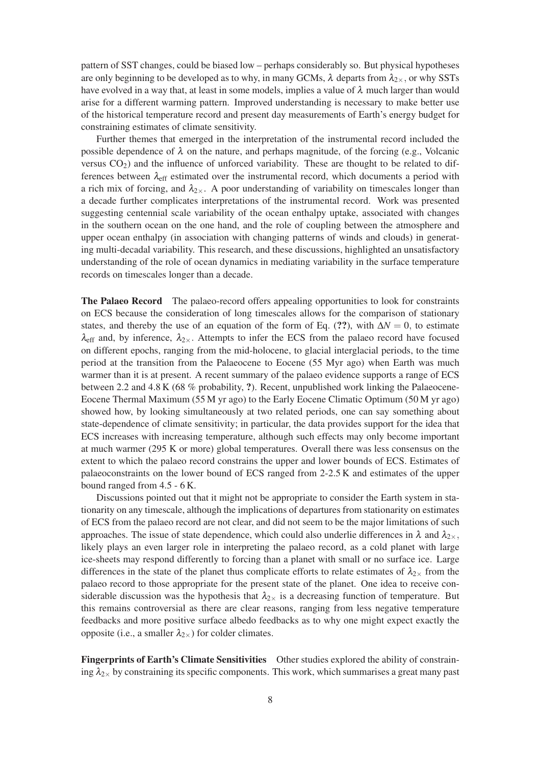pattern of SST changes, could be biased low – perhaps considerably so. But physical hypotheses are only beginning to be developed as to why, in many GCMs, $\lambda$ departs from $\lambda_{2\times}$, or why SSTs have evolved in a way that, at least in some models, implies a value of $\lambda$ much larger than would arise for a different warming pattern. Improved understanding is necessary to make better use of the historical temperature record and present day measurements of Earth's energy budget for constraining estimates of climate sensitivity.

Further themes that emerged in the interpretation of the instrumental record included the possible dependence of $\lambda$ on the nature, and perhaps magnitude, of the forcing (e.g., Volcanic versus $CO_2$) and the influence of unforced variability. These are thought to be related to differences between $\lambda_{\mathrm{eff}}$ estimated over the instrumental record, which documents a period with a rich mix of forcing, and $\lambda_{2\times}$. A poor understanding of variability on timescales longer than a decade further complicates interpretations of the instrumental record. Work was presented suggesting centennial scale variability of the ocean enthalpy uptake, associated with changes in the southern ocean on the one hand, and the role of coupling between the atmosphere and upper ocean enthalpy (in association with changing patterns of winds and clouds) in generating multi-decadal variability. This research, and these discussions, highlighted an unsatisfactory understanding of the role of ocean dynamics in mediating variability in the surface temperature records on timescales longer than a decade.

**The Palaeo Record** The palaeo-record offers appealing opportunities to look for constraints on ECS because the consideration of long timescales allows for the comparison of stationary states, and thereby the use of an equation of the form of Eq. (**??**), with $\Delta N = 0$, to estimate $\lambda_{\mathrm{eff}}$ and, by inference, $\lambda_{2\times}$. Attempts to infer the ECS from the palaeo record have focused on different epochs, ranging from the mid-holocene, to glacial interglacial periods, to the time period at the transition from the Palaeocene to Eocene (55 Myr ago) when Earth was much warmer than it is at present. A recent summary of the palaeo evidence supports a range of ECS between 2.2 and 4.8 K (68 % probability, **?**). Recent, unpublished work linking the Palaeocene-Eocene Thermal Maximum (55 M yr ago) to the Early Eocene Climatic Optimum (50 M yr ago) showed how, by looking simultaneously at two related periods, one can say something about state-dependence of climate sensitivity; in particular, the data provides support for the idea that ECS increases with increasing temperature, although such effects may only become important at much warmer (295 K or more) global temperatures. Overall there was less consensus on the extent to which the palaeo record constrains the upper and lower bounds of ECS. Estimates of palaeoconstraints on the lower bound of ECS ranged from 2-2.5 K and estimates of the upper bound ranged from 4.5 - 6 K.

Discussions pointed out that it might not be appropriate to consider the Earth system in stationarity on any timescale, although the implications of departures from stationarity on estimates of ECS from the palaeo record are not clear, and did not seem to be the major limitations of such approaches. The issue of state dependence, which could also underlie differences in $\lambda$ and $\lambda_{2\times}$, likely plays an even larger role in interpreting the palaeo record, as a cold planet with large ice-sheets may respond differently to forcing than a planet with small or no surface ice. Large differences in the state of the planet thus complicate efforts to relate estimates of $\lambda_{2\times}$ from the palaeo record to those appropriate for the present state of the planet. One idea to receive considerable discussion was the hypothesis that $\lambda_{2\times}$ is a decreasing function of temperature. But this remains controversial as there are clear reasons, ranging from less negative temperature feedbacks and more positive surface albedo feedbacks as to why one might expect exactly the opposite (i.e., a smaller $\lambda_{2\times}$) for colder climates.

**Fingerprints of Earth's Climate Sensitivities** Other studies explored the ability of constraining $\lambda_{2\times}$ by constraining its specific components. This work, which summarises a great many past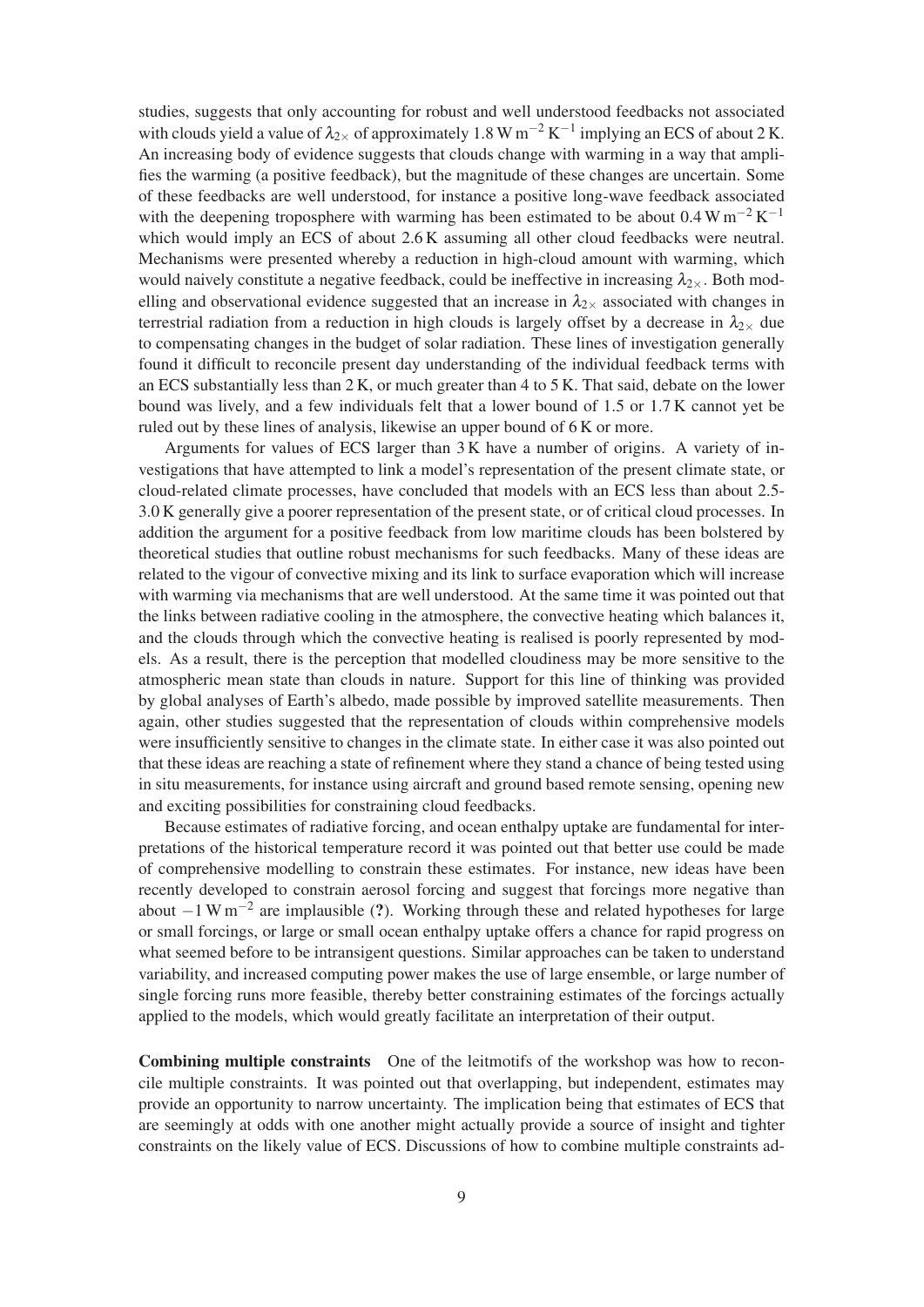studies, suggests that only accounting for robust and well understood feedbacks not associated with clouds yield a value of $\lambda_{2\times}$ of approximately $1.8\,\mathrm{W\,m^{-2}\,K^{-1}}$ implying an ECS of about 2 K. An increasing body of evidence suggests that clouds change with warming in a way that amplifies the warming (a positive feedback), but the magnitude of these changes are uncertain. Some of these feedbacks are well understood, for instance a positive long-wave feedback associated with the deepening troposphere with warming has been estimated to be about $0.4\,\mathrm{W\,m^{-2}\,K^{-1}}$ which would imply an ECS of about 2.6 K assuming all other cloud feedbacks were neutral. Mechanisms were presented whereby a reduction in high-cloud amount with warming, which would naively constitute a negative feedback, could be ineffective in increasing $\lambda_{2\times}$. Both modelling and observational evidence suggested that an increase in $\lambda_{2\times}$ associated with changes in terrestrial radiation from a reduction in high clouds is largely offset by a decrease in $\lambda_{2\times}$ due to compensating changes in the budget of solar radiation. These lines of investigation generally found it difficult to reconcile present day understanding of the individual feedback terms with an ECS substantially less than 2 K, or much greater than 4 to 5 K. That said, debate on the lower bound was lively, and a few individuals felt that a lower bound of 1.5 or 1.7 K cannot yet be ruled out by these lines of analysis, likewise an upper bound of 6 K or more.

Arguments for values of ECS larger than 3 K have a number of origins. A variety of investigations that have attempted to link a model's representation of the present climate state, or cloud-related climate processes, have concluded that models with an ECS less than about 2.5-3.0 K generally give a poorer representation of the present state, or of critical cloud processes. In addition the argument for a positive feedback from low maritime clouds has been bolstered by theoretical studies that outline robust mechanisms for such feedbacks. Many of these ideas are related to the vigour of convective mixing and its link to surface evaporation which will increase with warming via mechanisms that are well understood. At the same time it was pointed out that the links between radiative cooling in the atmosphere, the convective heating which balances it, and the clouds through which the convective heating is realised is poorly represented by models. As a result, there is the perception that modelled cloudiness may be more sensitive to the atmospheric mean state than clouds in nature. Support for this line of thinking was provided by global analyses of Earth's albedo, made possible by improved satellite measurements. Then again, other studies suggested that the representation of clouds within comprehensive models were insufficiently sensitive to changes in the climate state. In either case it was also pointed out that these ideas are reaching a state of refinement where they stand a chance of being tested using in situ measurements, for instance using aircraft and ground based remote sensing, opening new and exciting possibilities for constraining cloud feedbacks.

Because estimates of radiative forcing, and ocean enthalpy uptake are fundamental for interpretations of the historical temperature record it was pointed out that better use could be made of comprehensive modelling to constrain these estimates. For instance, new ideas have been recently developed to constrain aerosol forcing and suggest that forcings more negative than about $-1\,\mathrm{W\,m^{-2}}$ are implausible (**?**). Working through these and related hypotheses for large or small forcings, or large or small ocean enthalpy uptake offers a chance for rapid progress on what seemed before to be intransigent questions. Similar approaches can be taken to understand variability, and increased computing power makes the use of large ensemble, or large number of single forcing runs more feasible, thereby better constraining estimates of the forcings actually applied to the models, which would greatly facilitate an interpretation of their output.

**Combining multiple constraints** One of the leitmotifs of the workshop was how to reconcile multiple constraints. It was pointed out that overlapping, but independent, estimates may provide an opportunity to narrow uncertainty. The implication being that estimates of ECS that are seemingly at odds with one another might actually provide a source of insight and tighter constraints on the likely value of ECS. Discussions of how to combine multiple constraints ad-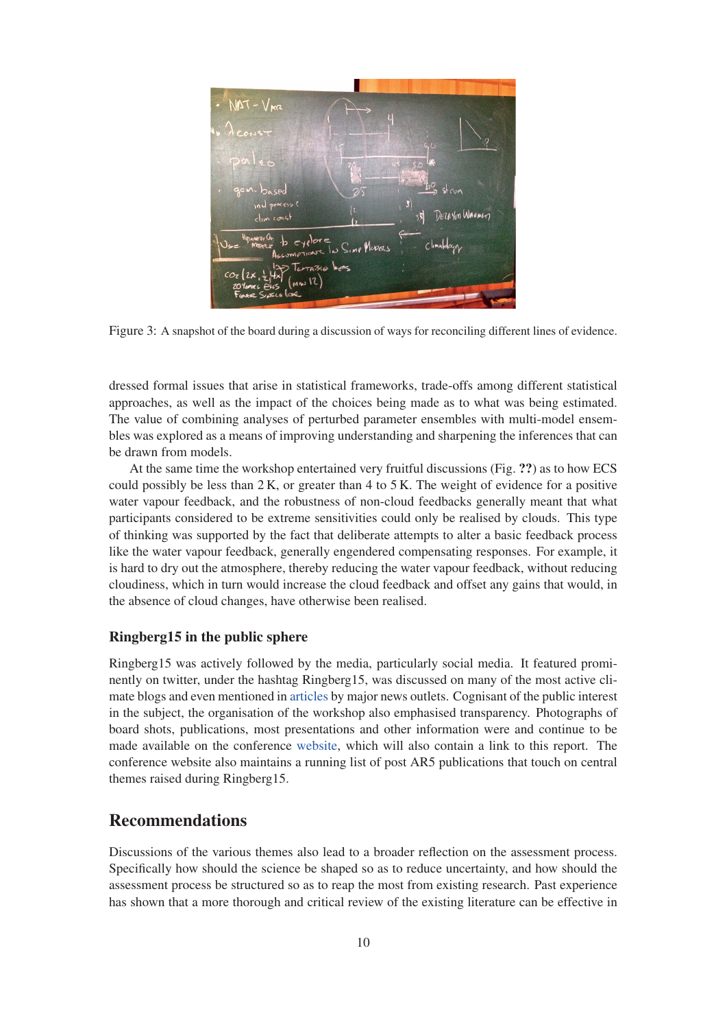Figure 3: A snapshot of the board during a discussion of ways for reconciling different lines of evidence.

dressed formal issues that arise in statistical frameworks, trade-offs among different statistical approaches, as well as the impact of the choices being made as to what was being estimated. The value of combining analyses of perturbed parameter ensembles with multi-model ensembles was explored as a means of improving understanding and sharpening the inferences that can be drawn from models.

At the same time the workshop entertained very fruitful discussions (Fig. **??**) as to how ECS could possibly be less than 2 K, or greater than 4 to 5 K. The weight of evidence for a positive water vapour feedback, and the robustness of non-cloud feedbacks generally meant that what participants considered to be extreme sensitivities could only be realised by clouds. This type of thinking was supported by the fact that deliberate attempts to alter a basic feedback process like the water vapour feedback, generally engendered compensating responses. For example, it is hard to dry out the atmosphere, thereby reducing the water vapour feedback, without reducing cloudiness, which in turn would increase the cloud feedback and offset any gains that would, in the absence of cloud changes, have otherwise been realised.

### Ringberg15 in the public sphere

Ringberg15 was actively followed by the media, particularly social media. It featured prominently on twitter, under the hashtag Ringberg15, was discussed on many of the most active climate blogs and even mentioned in articles by major news outlets. Cognisant of the public interest in the subject, the organisation of the workshop also emphasised transparency. Photographs of board shots, publications, most presentations and other information were and continue to be made available on the conference website, which will also contain a link to this report. The conference website also maintains a running list of post AR5 publications that touch on central themes raised during Ringberg15.

## Recommendations

Discussions of the various themes also lead to a broader reflection on the assessment process. Specifically how should the science be shaped so as to reduce uncertainty, and how should the assessment process be structured so as to reap the most from existing research. Past experience has shown that a more thorough and critical review of the existing literature can be effective in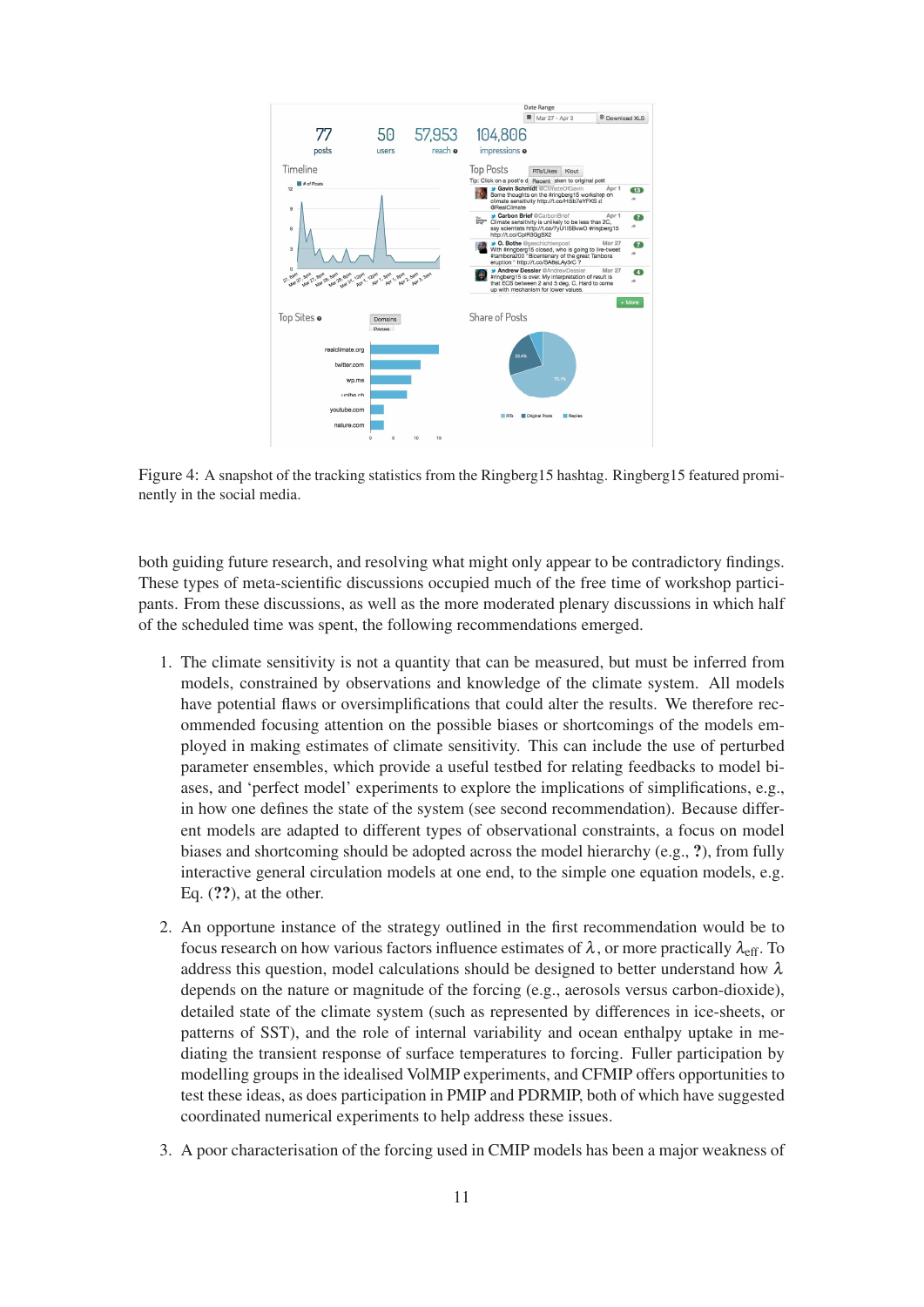Figure 4: A snapshot of the tracking statistics from the Ringberg15 hashtag. Ringberg15 featured prominently in the social media.

both guiding future research, and resolving what might only appear to be contradictory findings. These types of meta-scientific discussions occupied much of the free time of workshop participants. From these discussions, as well as the more moderated plenary discussions in which half of the scheduled time was spent, the following recommendations emerged.

1. The climate sensitivity is not a quantity that can be measured, but must be inferred from models, constrained by observations and knowledge of the climate system. All models have potential flaws or oversimplifications that could alter the results. We therefore recommended focusing attention on the possible biases or shortcomings of the models employed in making estimates of climate sensitivity. This can include the use of perturbed parameter ensembles, which provide a useful testbed for relating feedbacks to model biases, and 'perfect model' experiments to explore the implications of simplifications, e.g., in how one defines the state of the system (see second recommendation). Because different models are adapted to different types of observational constraints, a focus on model biases and shortcoming should be adopted across the model hierarchy (e.g., **?**), from fully interactive general circulation models at one end, to the simple one equation models, e.g. Eq. (**??**), at the other.

2. An opportune instance of the strategy outlined in the first recommendation would be to focus research on how various factors influence estimates of $\lambda$, or more practically $\lambda_{\text{eff}}$. To address this question, model calculations should be designed to better understand how $\lambda$ depends on the nature or magnitude of the forcing (e.g., aerosols versus carbon-dioxide), detailed state of the climate system (such as represented by differences in ice-sheets, or patterns of SST), and the role of internal variability and ocean enthalpy uptake in mediating the transient response of surface temperatures to forcing. Fuller participation by modelling groups in the idealised VolMIP experiments, and CFMIP offers opportunities to test these ideas, as does participation in PMIP and PDRMIP, both of which have suggested coordinated numerical experiments to help address these issues.

3. A poor characterisation of the forcing used in CMIP models has been a major weakness of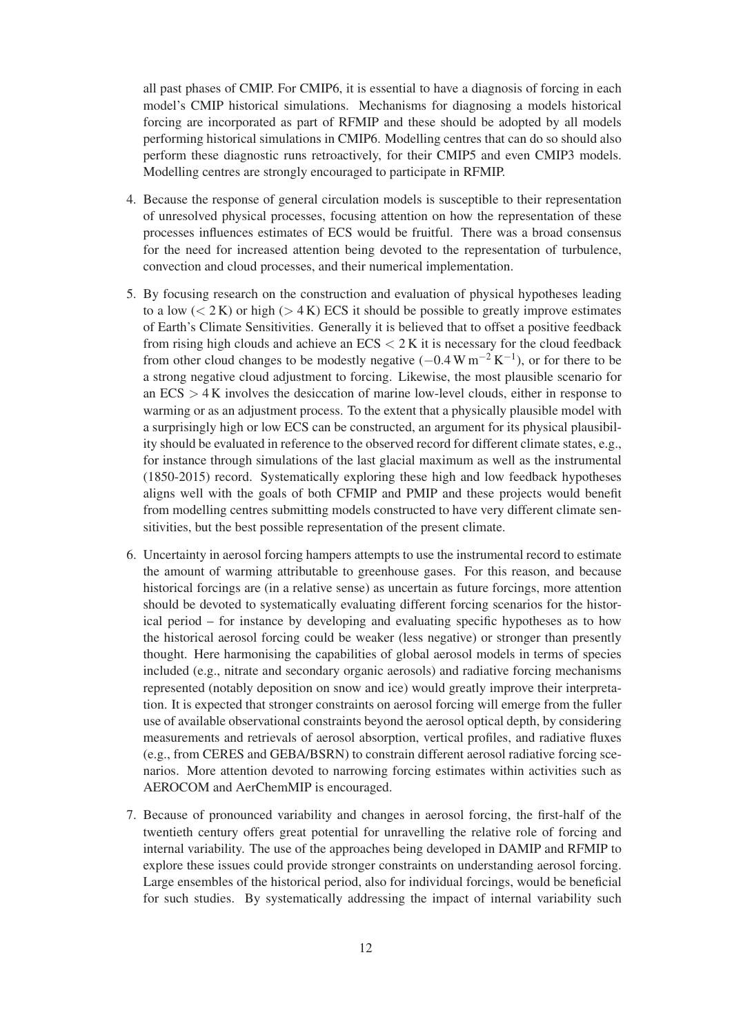all past phases of CMIP. For CMIP6, it is essential to have a diagnosis of forcing in each model's CMIP historical simulations. Mechanisms for diagnosing a models historical forcing are incorporated as part of RFMIP and these should be adopted by all models performing historical simulations in CMIP6. Modelling centres that can do so should also perform these diagnostic runs retroactively, for their CMIP5 and even CMIP3 models. Modelling centres are strongly encouraged to participate in RFMIP.

4. Because the response of general circulation models is susceptible to their representation of unresolved physical processes, focusing attention on how the representation of these processes influences estimates of ECS would be fruitful. There was a broad consensus for the need for increased attention being devoted to the representation of turbulence, convection and cloud processes, and their numerical implementation.

5. By focusing research on the construction and evaluation of physical hypotheses leading to a low ($< 2\,\mathrm{K}$) or high ($> 4\,\mathrm{K}$) ECS it should be possible to greatly improve estimates of Earth's Climate Sensitivities. Generally it is believed that to offset a positive feedback from rising high clouds and achieve an ECS $< 2\,\mathrm{K}$ it is necessary for the cloud feedback from other cloud changes to be modestly negative ($-0.4\,\mathrm{W\,m^{-2}\,K^{-1}}$), or for there to be a strong negative cloud adjustment to forcing. Likewise, the most plausible scenario for an ECS $> 4\,\mathrm{K}$ involves the desiccation of marine low-level clouds, either in response to warming or as an adjustment process. To the extent that a physically plausible model with a surprisingly high or low ECS can be constructed, an argument for its physical plausibility should be evaluated in reference to the observed record for different climate states, e.g., for instance through simulations of the last glacial maximum as well as the instrumental (1850-2015) record. Systematically exploring these high and low feedback hypotheses aligns well with the goals of both CFMIP and PMIP and these projects would benefit from modelling centres submitting models constructed to have very different climate sensitivities, but the best possible representation of the present climate.

6. Uncertainty in aerosol forcing hampers attempts to use the instrumental record to estimate the amount of warming attributable to greenhouse gases. For this reason, and because historical forcings are (in a relative sense) as uncertain as future forcings, more attention should be devoted to systematically evaluating different forcing scenarios for the historical period – for instance by developing and evaluating specific hypotheses as to how the historical aerosol forcing could be weaker (less negative) or stronger than presently thought. Here harmonising the capabilities of global aerosol models in terms of species included (e.g., nitrate and secondary organic aerosols) and radiative forcing mechanisms represented (notably deposition on snow and ice) would greatly improve their interpretation. It is expected that stronger constraints on aerosol forcing will emerge from the fuller use of available observational constraints beyond the aerosol optical depth, by considering measurements and retrievals of aerosol absorption, vertical profiles, and radiative fluxes (e.g., from CERES and GEBA/BSRN) to constrain different aerosol radiative forcing scenarios. More attention devoted to narrowing forcing estimates within activities such as AEROCOM and AerChemMIP is encouraged.

7. Because of pronounced variability and changes in aerosol forcing, the first-half of the twentieth century offers great potential for unravelling the relative role of forcing and internal variability. The use of the approaches being developed in DAMIP and RFMIP to explore these issues could provide stronger constraints on understanding aerosol forcing. Large ensembles of the historical period, also for individual forcings, would be beneficial for such studies. By systematically addressing the impact of internal variability such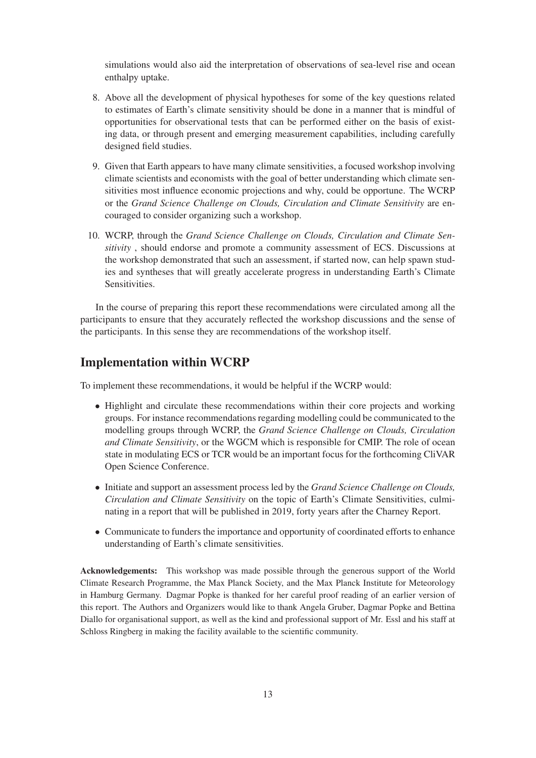simulations would also aid the interpretation of observations of sea-level rise and ocean enthalpy uptake.

8. Above all the development of physical hypotheses for some of the key questions related to estimates of Earth's climate sensitivity should be done in a manner that is mindful of opportunities for observational tests that can be performed either on the basis of existing data, or through present and emerging measurement capabilities, including carefully designed field studies.

9. Given that Earth appears to have many climate sensitivities, a focused workshop involving climate scientists and economists with the goal of better understanding which climate sensitivities most influence economic projections and why, could be opportune. The WCRP or the *Grand Science Challenge on Clouds, Circulation and Climate Sensitivity* are encouraged to consider organizing such a workshop.

10. WCRP, through the *Grand Science Challenge on Clouds, Circulation and Climate Sensitivity* , should endorse and promote a community assessment of ECS. Discussions at the workshop demonstrated that such an assessment, if started now, can help spawn studies and syntheses that will greatly accelerate progress in understanding Earth's Climate Sensitivities.

In the course of preparing this report these recommendations were circulated among all the participants to ensure that they accurately reflected the workshop discussions and the sense of the participants. In this sense they are recommendations of the workshop itself.

## Implementation within WCRP

To implement these recommendations, it would be helpful if the WCRP would:

- Highlight and circulate these recommendations within their core projects and working groups. For instance recommendations regarding modelling could be communicated to the modelling groups through WCRP, the *Grand Science Challenge on Clouds, Circulation and Climate Sensitivity*, or the WGCM which is responsible for CMIP. The role of ocean state in modulating ECS or TCR would be an important focus for the forthcoming CliVAR Open Science Conference.

- Initiate and support an assessment process led by the *Grand Science Challenge on Clouds, Circulation and Climate Sensitivity* on the topic of Earth's Climate Sensitivities, culminating in a report that will be published in 2019, forty years after the Charney Report.

- Communicate to funders the importance and opportunity of coordinated efforts to enhance understanding of Earth's climate sensitivities.

**Acknowledgements:** This workshop was made possible through the generous support of the World Climate Research Programme, the Max Planck Society, and the Max Planck Institute for Meteorology in Hamburg Germany. Dagmar Popke is thanked for her careful proof reading of an earlier version of this report. The Authors and Organizers would like to thank Angela Gruber, Dagmar Popke and Bettina Diallo for organisational support, as well as the kind and professional support of Mr. Essl and his staff at Schloss Ringberg in making the facility available to the scientific community.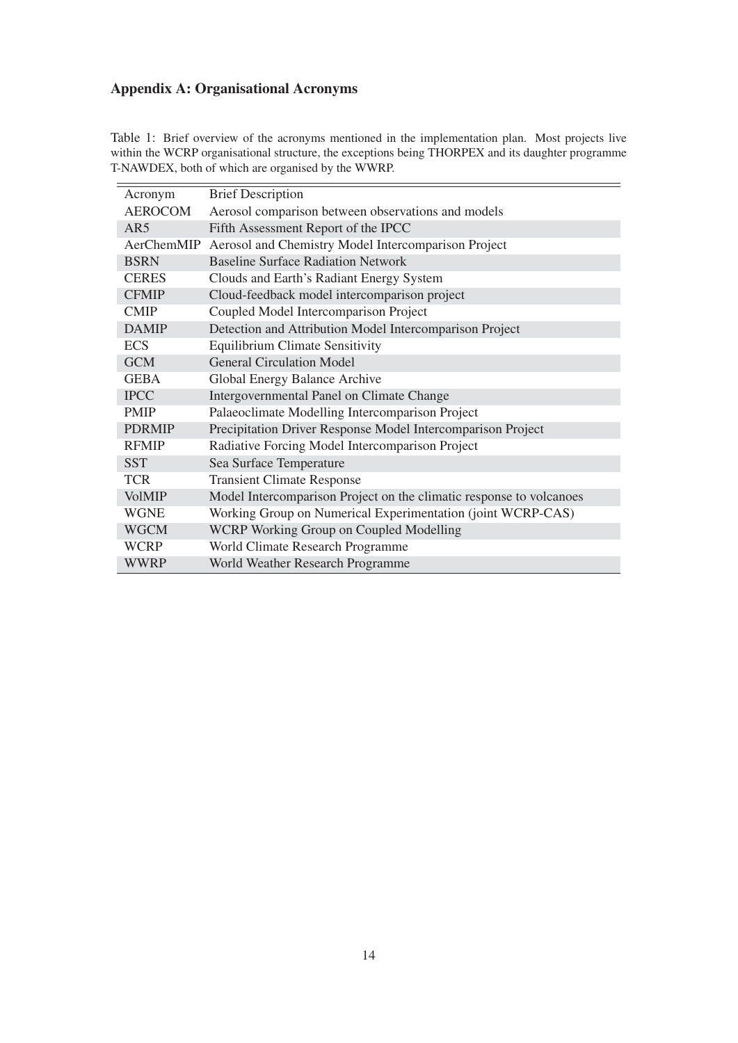## Appendix A: Organisational Acronyms

Table 1: Brief overview of the acronyms mentioned in the implementation plan. Most projects live within the WCRP organisational structure, the exceptions being THORPEX and its daughter programme T-NAWDEX, both of which are organised by the WWRP.

| Acronym | Brief Description |
|---|---|
| AEROCOM | Aerosol comparison between observations and models |
| AR5 | Fifth Assessment Report of the IPCC |
| AerChemMIP | Aerosol and Chemistry Model Intercomparison Project |
| BSRN | Baseline Surface Radiation Network |
| CERES | Clouds and Earth's Radiant Energy System |
| CFMIP | Cloud-feedback model intercomparison project |
| CMIP | Coupled Model Intercomparison Project |
| DAMIP | Detection and Attribution Model Intercomparison Project |
| ECS | Equilibrium Climate Sensitivity |
| GCM | General Circulation Model |
| GEBA | Global Energy Balance Archive |
| IPCC | Intergovernmental Panel on Climate Change |
| PMIP | Palaeoclimate Modelling Intercomparison Project |
| PDRMIP | Precipitation Driver Response Model Intercomparison Project |
| RFMIP | Radiative Forcing Model Intercomparison Project |
| SST | Sea Surface Temperature |
| TCR | Transient Climate Response |
| VolMIP | Model Intercomparison Project on the climatic response to volcanoes |
| WGNE | Working Group on Numerical Experimentation (joint WCRP-CAS) |
| WGCM | WCRP Working Group on Coupled Modelling |
| WCRP | World Climate Research Programme |
| WWRP | World Weather Research Programme |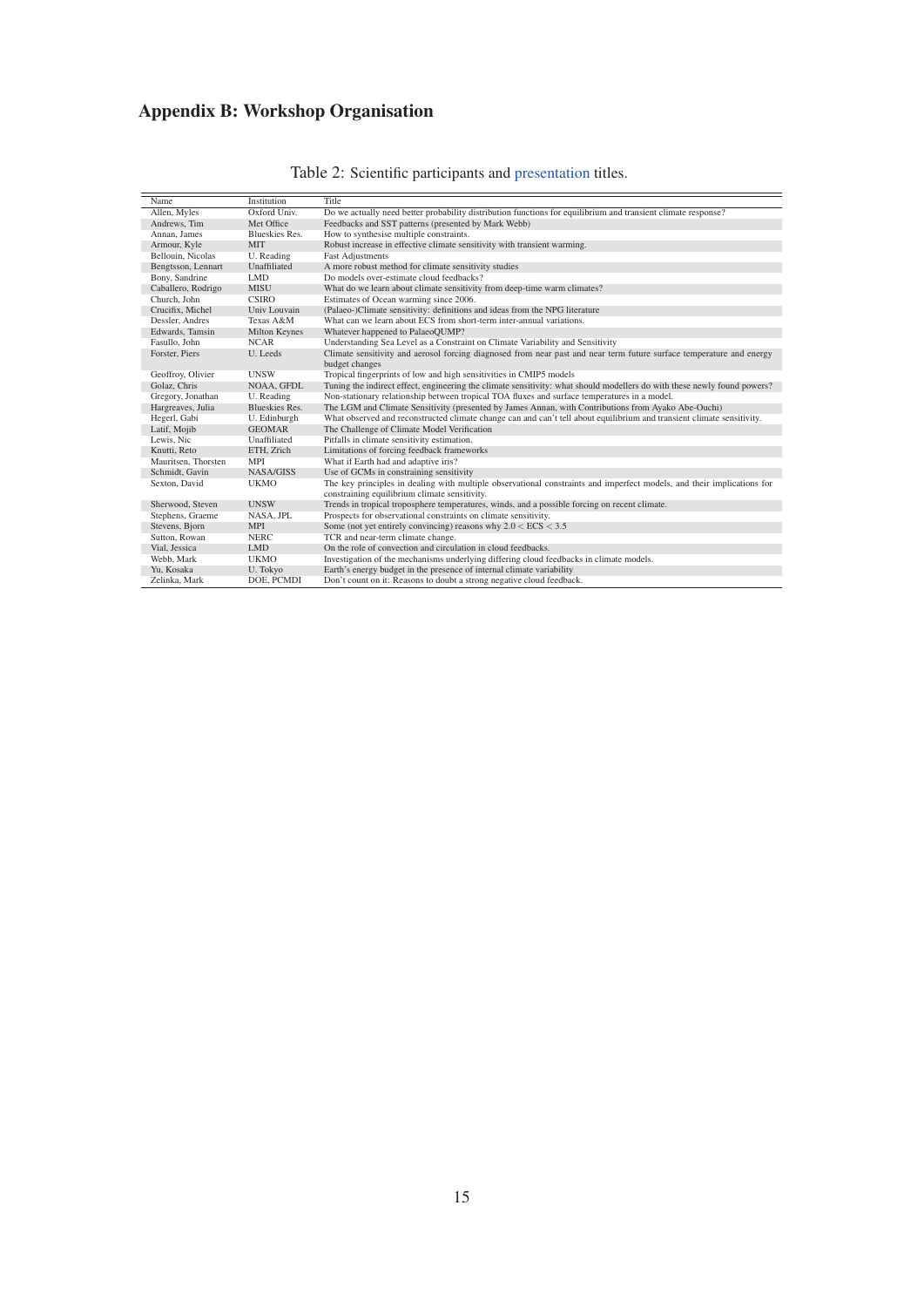## Appendix B: Workshop Organisation

Table 2: Scientific participants and presentation titles.

| Name | Institution | Title |
|---|---|---|
| Allen, Myles | Oxford Univ. | Do we actually need better probability distribution functions for equilibrium and transient climate response? |
| Andrews, Tim | Met Office | Feedbacks and SST patterns (presented by Mark Webb) |
| Annan, James | Blueskies Res. | How to synthesise multiple constraints. |
| Armour, Kyle | MIT | Robust increase in effective climate sensitivity with transient warming. |
| Bellouin, Nicolas | U. Reading | Fast Adjustments |
| Bengtsson, Lennart | Unaffiliated | A more robust method for climate sensitivity studies |
| Bony, Sandrine | LMD | Do models over-estimate cloud feedbacks? |
| Caballero, Rodrigo | MISU | What do we learn about climate sensitivity from deep-time warm climates? |
| Church, John | CSIRO | Estimates of Ocean warming since 2006. |
| Crucifix, Michel | Univ Louvain | (Palaeo-)Climate sensitivity: definitions and ideas from the NPG literature |
| Dessler, Andres | Texas A&M | What can we learn about ECS from short-term inter-annual variations. |
| Edwards, Tamsin | Milton Keynes | Whatever happened to PalaeoQUMP? |
| Fasullo, John | NCAR | Understanding Sea Level as a Constraint on Climate Variability and Sensitivity |
| Forster, Piers | U. Leeds | Climate sensitivity and aerosol forcing diagnosed from near past and near term future surface temperature and energy budget changes |
| Geoffroy, Olivier | UNSW | Tropical fingerprints of low and high sensitivities in CMIP5 models |
| Golaz, Chris | NOAA, GFDL | Tuning the indirect effect, engineering the climate sensitivity: what should modellers do with these newly found powers? |
| Gregory, Jonathan | U. Reading | Non-stationary relationship between tropical TOA fluxes and surface temperatures in a model. |
| Hargreaves, Julia | Blueskies Res. | The LGM and Climate Sensitivity (presented by James Annan, with Contributions from Ayako Abe-Ouchi) |
| Hegerl, Gabi | U. Edinburgh | What observed and reconstructed climate change can and can't tell about equilibrium and transient climate sensitivity. |
| Latif, Mojib | GEOMAR | The Challenge of Climate Model Verification |
| Lewis, Nic | Unaffiliated | Pitfalls in climate sensitivity estimation. |
| Knutti, Reto | ETH, Zrich | Limitations of forcing feedback frameworks |
| Mauritsen, Thorsten | MPI | What if Earth had and adaptive iris? |
| Schmidt, Gavin | NASA/GISS | Use of GCMs in constraining sensitivity |
| Sexton, David | UKMO | The key principles in dealing with multiple observational constraints and imperfect models, and their implications for constraining equilibrium climate sensitivity. |
| Sherwood, Steven | UNSW | Trends in tropical troposphere temperatures, winds, and a possible forcing on recent climate. |
| Stephens, Graeme | NASA, JPL | Prospects for observational constraints on climate sensitivity. |
| Stevens, Bjorn | MPI | Some (not yet entirely convincing) reasons why $2.0 < \text{ECS} < 3.5$ |
| Sutton, Rowan | NERC | TCR and near-term climate change. |
| Vial, Jessica | LMD | On the role of convection and circulation in cloud feedbacks. |
| Webb, Mark | UKMO | Investigation of the mechanisms underlying differing cloud feedbacks in climate models. |
| Yu, Kosaka | U. Tokyo | Earth's energy budget in the presence of internal climate variability |
| Zelinka, Mark | DOE, PCMDI | Don't count on it: Reasons to doubt a strong negative cloud feedback. |